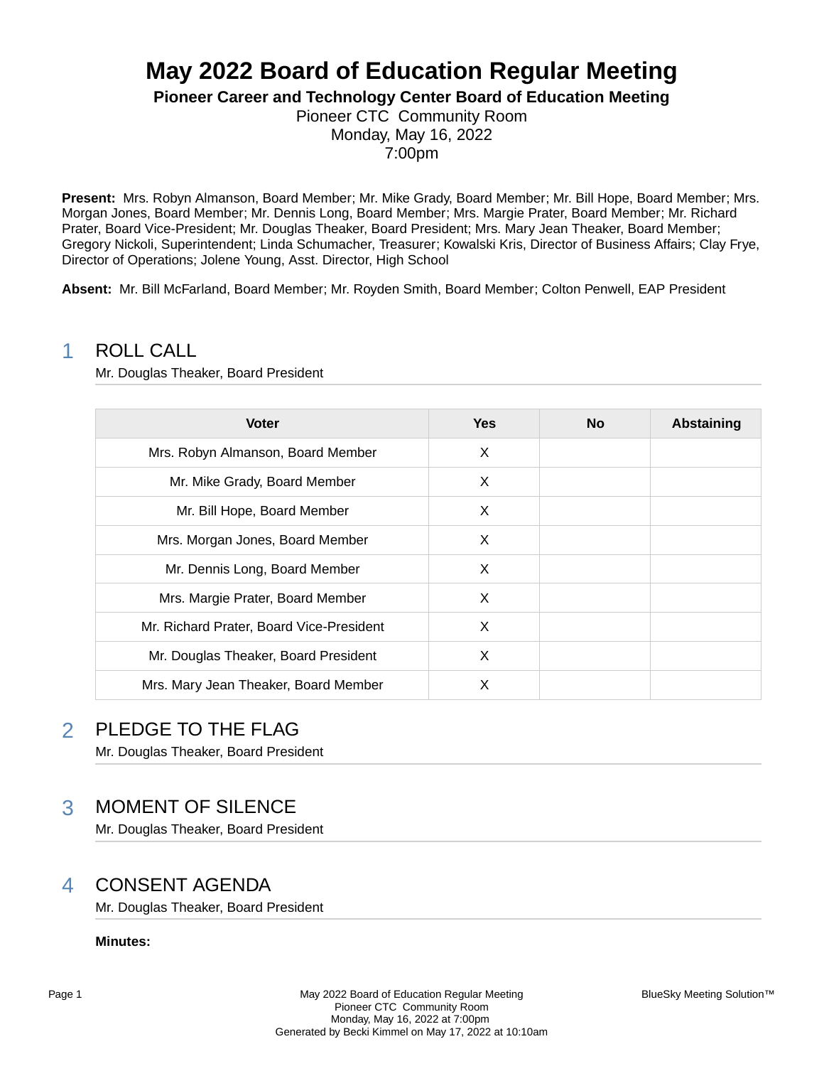# May 2022 Board of Education Regular Meeting

**Pioneer Career and Technology Center Board of Education Meeting**

Pioneer CTC Community Room
Monday, May 16, 2022
7:00pm

**Present:** Mrs. Robyn Almanson, Board Member; Mr. Mike Grady, Board Member; Mr. Bill Hope, Board Member; Mrs. Morgan Jones, Board Member; Mr. Dennis Long, Board Member; Mrs. Margie Prater, Board Member; Mr. Richard Prater, Board Vice-President; Mr. Douglas Theaker, Board President; Mrs. Mary Jean Theaker, Board Member; Gregory Nickoli, Superintendent; Linda Schumacher, Treasurer; Kowalski Kris, Director of Business Affairs; Clay Frye, Director of Operations; Jolene Young, Asst. Director, High School

**Absent:** Mr. Bill McFarland, Board Member; Mr. Royden Smith, Board Member; Colton Penwell, EAP President

## 1 ROLL CALL

Mr. Douglas Theaker, Board President

| Voter | Yes | No | Abstaining |
|---|---|---|---|
| Mrs. Robyn Almanson, Board Member | X | | |
| Mr. Mike Grady, Board Member | X | | |
| Mr. Bill Hope, Board Member | X | | |
| Mrs. Morgan Jones, Board Member | X | | |
| Mr. Dennis Long, Board Member | X | | |
| Mrs. Margie Prater, Board Member | X | | |
| Mr. Richard Prater, Board Vice-President | X | | |
| Mr. Douglas Theaker, Board President | X | | |
| Mrs. Mary Jean Theaker, Board Member | X | | |

## 2 PLEDGE TO THE FLAG

Mr. Douglas Theaker, Board President

## 3 MOMENT OF SILENCE

Mr. Douglas Theaker, Board President

## 4 CONSENT AGENDA

Mr. Douglas Theaker, Board President

**Minutes:**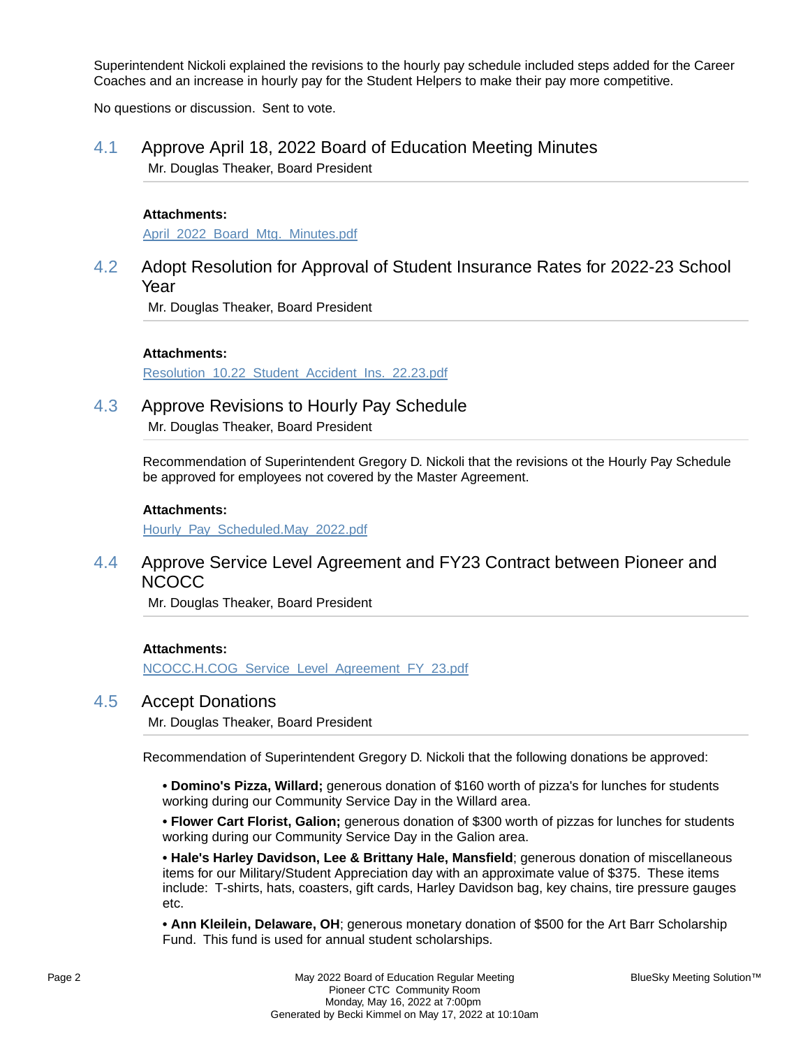Superintendent Nickoli explained the revisions to the hourly pay schedule included steps added for the Career Coaches and an increase in hourly pay for the Student Helpers to make their pay more competitive.

No questions or discussion. Sent to vote.

## 4.1 Approve April 18, 2022 Board of Education Meeting Minutes

Mr. Douglas Theaker, Board President

**Attachments:**

April_2022_Board_Mtg._Minutes.pdf

## 4.2 Adopt Resolution for Approval of Student Insurance Rates for 2022-23 School Year

Mr. Douglas Theaker, Board President

**Attachments:**

Resolution_10.22_Student_Accident_Ins._22.23.pdf

## 4.3 Approve Revisions to Hourly Pay Schedule

Mr. Douglas Theaker, Board President

Recommendation of Superintendent Gregory D. Nickoli that the revisions ot the Hourly Pay Schedule be approved for employees not covered by the Master Agreement.

**Attachments:**

Hourly_Pay_Scheduled.May_2022.pdf

## 4.4 Approve Service Level Agreement and FY23 Contract between Pioneer and NCOCC

Mr. Douglas Theaker, Board President

**Attachments:**

NCOCC.H.COG_Service_Level_Agreement_FY_23.pdf

## 4.5 Accept Donations

Mr. Douglas Theaker, Board President

Recommendation of Superintendent Gregory D. Nickoli that the following donations be approved:

- **Domino's Pizza, Willard;** generous donation of $160 worth of pizza's for lunches for students working during our Community Service Day in the Willard area.
- **Flower Cart Florist, Galion;** generous donation of $300 worth of pizzas for lunches for students working during our Community Service Day in the Galion area.
- **Hale's Harley Davidson, Lee & Brittany Hale, Mansfield**; generous donation of miscellaneous items for our Military/Student Appreciation day with an approximate value of $375. These items include: T-shirts, hats, coasters, gift cards, Harley Davidson bag, key chains, tire pressure gauges etc.
- **Ann Kleilein, Delaware, OH**; generous monetary donation of $500 for the Art Barr Scholarship Fund. This fund is used for annual student scholarships.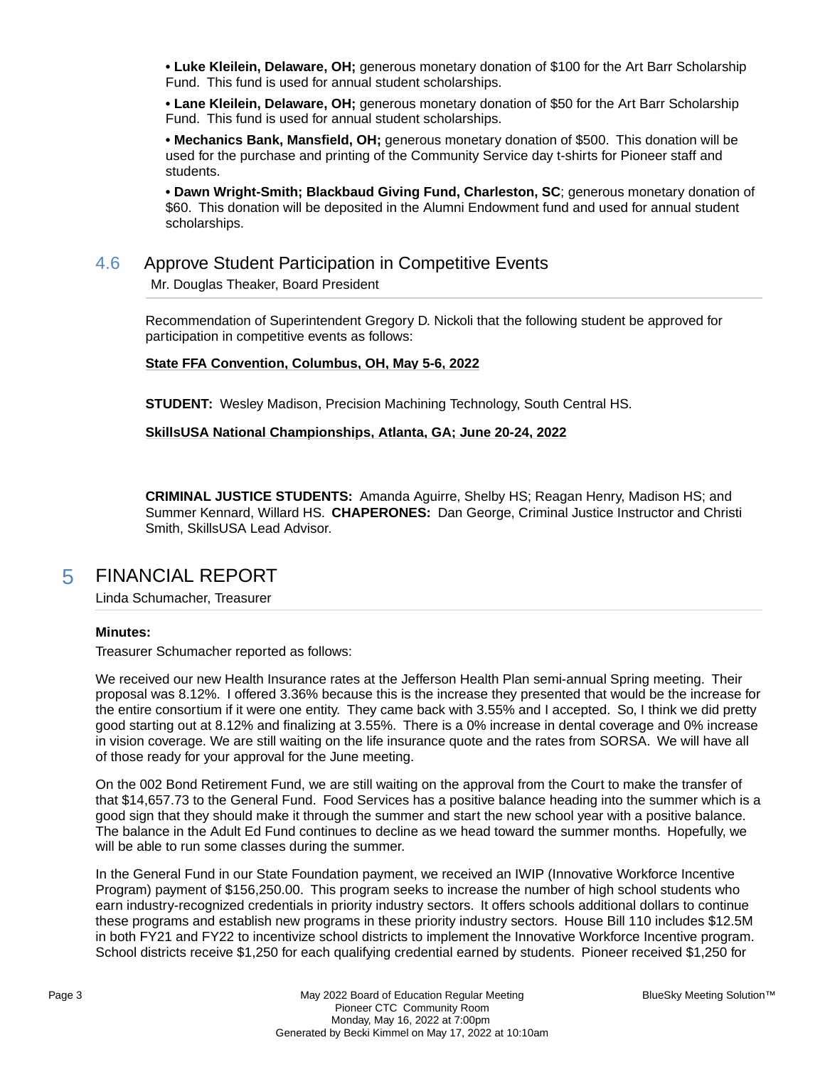- **Luke Kleilein, Delaware, OH;** generous monetary donation of $100 for the Art Barr Scholarship Fund. This fund is used for annual student scholarships.
- **Lane Kleilein, Delaware, OH;** generous monetary donation of $50 for the Art Barr Scholarship Fund. This fund is used for annual student scholarships.
- **Mechanics Bank, Mansfield, OH;** generous monetary donation of $500. This donation will be used for the purchase and printing of the Community Service day t-shirts for Pioneer staff and students.
- **Dawn Wright-Smith; Blackbaud Giving Fund, Charleston, SC**; generous monetary donation of $60. This donation will be deposited in the Alumni Endowment fund and used for annual student scholarships.

### 4.6 Approve Student Participation in Competitive Events

Mr. Douglas Theaker, Board President

Recommendation of Superintendent Gregory D. Nickoli that the following student be approved for participation in competitive events as follows:

**State FFA Convention, Columbus, OH, May 5-6, 2022**

**STUDENT:** Wesley Madison, Precision Machining Technology, South Central HS.

**SkillsUSA National Championships, Atlanta, GA; June 20-24, 2022**

**CRIMINAL JUSTICE STUDENTS:** Amanda Aguirre, Shelby HS; Reagan Henry, Madison HS; and Summer Kennard, Willard HS. **CHAPERONES:** Dan George, Criminal Justice Instructor and Christi Smith, SkillsUSA Lead Advisor.

## 5 FINANCIAL REPORT

Linda Schumacher, Treasurer

**Minutes:**

Treasurer Schumacher reported as follows:

We received our new Health Insurance rates at the Jefferson Health Plan semi-annual Spring meeting. Their proposal was 8.12%. I offered 3.36% because this is the increase they presented that would be the increase for the entire consortium if it were one entity. They came back with 3.55% and I accepted. So, I think we did pretty good starting out at 8.12% and finalizing at 3.55%. There is a 0% increase in dental coverage and 0% increase in vision coverage. We are still waiting on the life insurance quote and the rates from SORSA. We will have all of those ready for your approval for the June meeting.

On the 002 Bond Retirement Fund, we are still waiting on the approval from the Court to make the transfer of that $14,657.73 to the General Fund. Food Services has a positive balance heading into the summer which is a good sign that they should make it through the summer and start the new school year with a positive balance. The balance in the Adult Ed Fund continues to decline as we head toward the summer months. Hopefully, we will be able to run some classes during the summer.

In the General Fund in our State Foundation payment, we received an IWIP (Innovative Workforce Incentive Program) payment of $156,250.00. This program seeks to increase the number of high school students who earn industry-recognized credentials in priority industry sectors. It offers schools additional dollars to continue these programs and establish new programs in these priority industry sectors. House Bill 110 includes $12.5M in both FY21 and FY22 to incentivize school districts to implement the Innovative Workforce Incentive program. School districts receive $1,250 for each qualifying credential earned by students. Pioneer received $1,250 for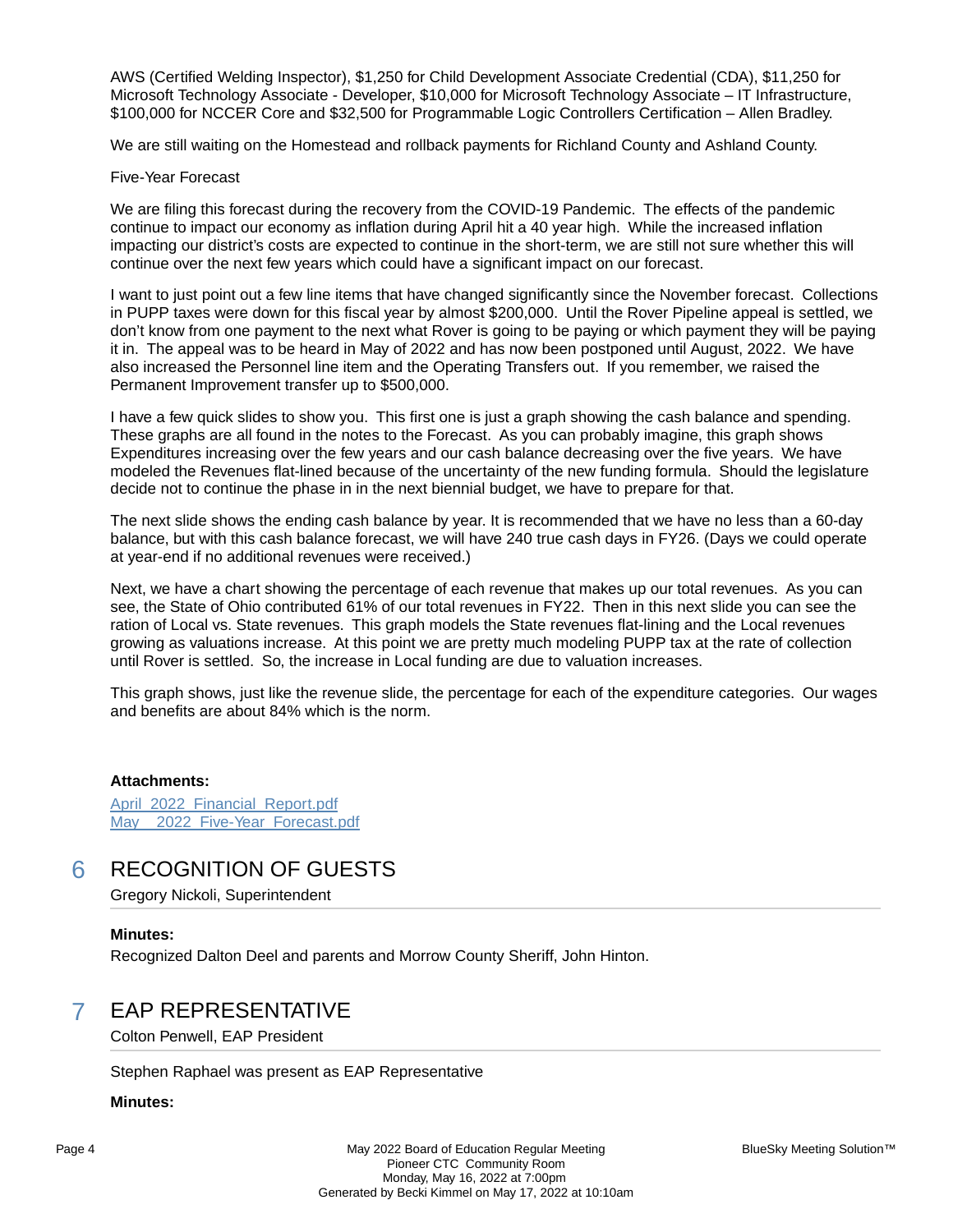AWS (Certified Welding Inspector), $1,250 for Child Development Associate Credential (CDA), $11,250 for Microsoft Technology Associate - Developer, $10,000 for Microsoft Technology Associate – IT Infrastructure, $100,000 for NCCER Core and $32,500 for Programmable Logic Controllers Certification – Allen Bradley.

We are still waiting on the Homestead and rollback payments for Richland County and Ashland County.

Five-Year Forecast

We are filing this forecast during the recovery from the COVID-19 Pandemic. The effects of the pandemic continue to impact our economy as inflation during April hit a 40 year high. While the increased inflation impacting our district's costs are expected to continue in the short-term, we are still not sure whether this will continue over the next few years which could have a significant impact on our forecast.

I want to just point out a few line items that have changed significantly since the November forecast. Collections in PUPP taxes were down for this fiscal year by almost $200,000. Until the Rover Pipeline appeal is settled, we don't know from one payment to the next what Rover is going to be paying or which payment they will be paying it in. The appeal was to be heard in May of 2022 and has now been postponed until August, 2022. We have also increased the Personnel line item and the Operating Transfers out. If you remember, we raised the Permanent Improvement transfer up to $500,000.

I have a few quick slides to show you. This first one is just a graph showing the cash balance and spending. These graphs are all found in the notes to the Forecast. As you can probably imagine, this graph shows Expenditures increasing over the few years and our cash balance decreasing over the five years. We have modeled the Revenues flat-lined because of the uncertainty of the new funding formula. Should the legislature decide not to continue the phase in in the next biennial budget, we have to prepare for that.

The next slide shows the ending cash balance by year. It is recommended that we have no less than a 60-day balance, but with this cash balance forecast, we will have 240 true cash days in FY26. (Days we could operate at year-end if no additional revenues were received.)

Next, we have a chart showing the percentage of each revenue that makes up our total revenues. As you can see, the State of Ohio contributed 61% of our total revenues in FY22. Then in this next slide you can see the ration of Local vs. State revenues. This graph models the State revenues flat-lining and the Local revenues growing as valuations increase. At this point we are pretty much modeling PUPP tax at the rate of collection until Rover is settled. So, the increase in Local funding are due to valuation increases.

This graph shows, just like the revenue slide, the percentage for each of the expenditure categories. Our wages and benefits are about 84% which is the norm.

**Attachments:**

April_2022_Financial_Report.pdf
May__2022_Five-Year_Forecast.pdf

## 6 RECOGNITION OF GUESTS

Gregory Nickoli, Superintendent

**Minutes:**

Recognized Dalton Deel and parents and Morrow County Sheriff, John Hinton.

## 7 EAP REPRESENTATIVE

Colton Penwell, EAP President

Stephen Raphael was present as EAP Representative

**Minutes:**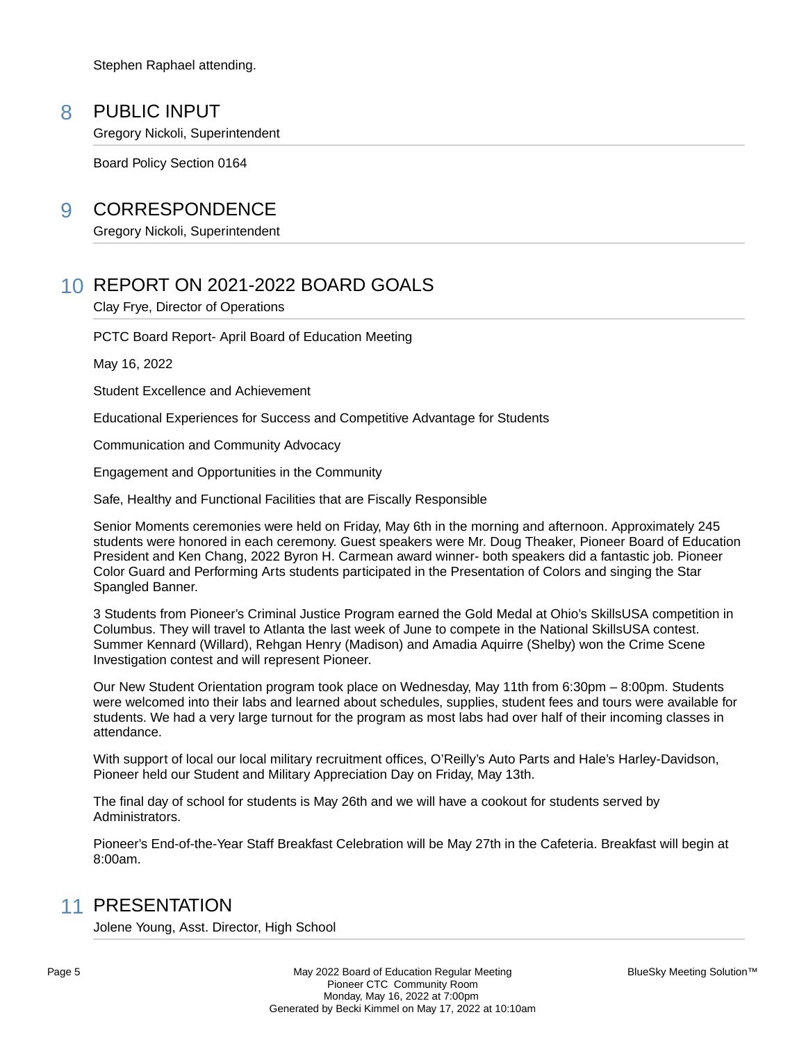Stephen Raphael attending.

## 8 PUBLIC INPUT

Gregory Nickoli, Superintendent

Board Policy Section 0164

## 9 CORRESPONDENCE

Gregory Nickoli, Superintendent

## 10 REPORT ON 2021-2022 BOARD GOALS

Clay Frye, Director of Operations

PCTC Board Report- April Board of Education Meeting

May 16, 2022

Student Excellence and Achievement

Educational Experiences for Success and Competitive Advantage for Students

Communication and Community Advocacy

Engagement and Opportunities in the Community

Safe, Healthy and Functional Facilities that are Fiscally Responsible

Senior Moments ceremonies were held on Friday, May 6th in the morning and afternoon. Approximately 245 students were honored in each ceremony. Guest speakers were Mr. Doug Theaker, Pioneer Board of Education President and Ken Chang, 2022 Byron H. Carmean award winner- both speakers did a fantastic job. Pioneer Color Guard and Performing Arts students participated in the Presentation of Colors and singing the Star Spangled Banner.

3 Students from Pioneer's Criminal Justice Program earned the Gold Medal at Ohio's SkillsUSA competition in Columbus. They will travel to Atlanta the last week of June to compete in the National SkillsUSA contest. Summer Kennard (Willard), Rehgan Henry (Madison) and Amadia Aquirre (Shelby) won the Crime Scene Investigation contest and will represent Pioneer.

Our New Student Orientation program took place on Wednesday, May 11th from 6:30pm – 8:00pm. Students were welcomed into their labs and learned about schedules, supplies, student fees and tours were available for students. We had a very large turnout for the program as most labs had over half of their incoming classes in attendance.

With support of local our local military recruitment offices, O'Reilly's Auto Parts and Hale's Harley-Davidson, Pioneer held our Student and Military Appreciation Day on Friday, May 13th.

The final day of school for students is May 26th and we will have a cookout for students served by Administrators.

Pioneer's End-of-the-Year Staff Breakfast Celebration will be May 27th in the Cafeteria. Breakfast will begin at 8:00am.

## 11 PRESENTATION

Jolene Young, Asst. Director, High School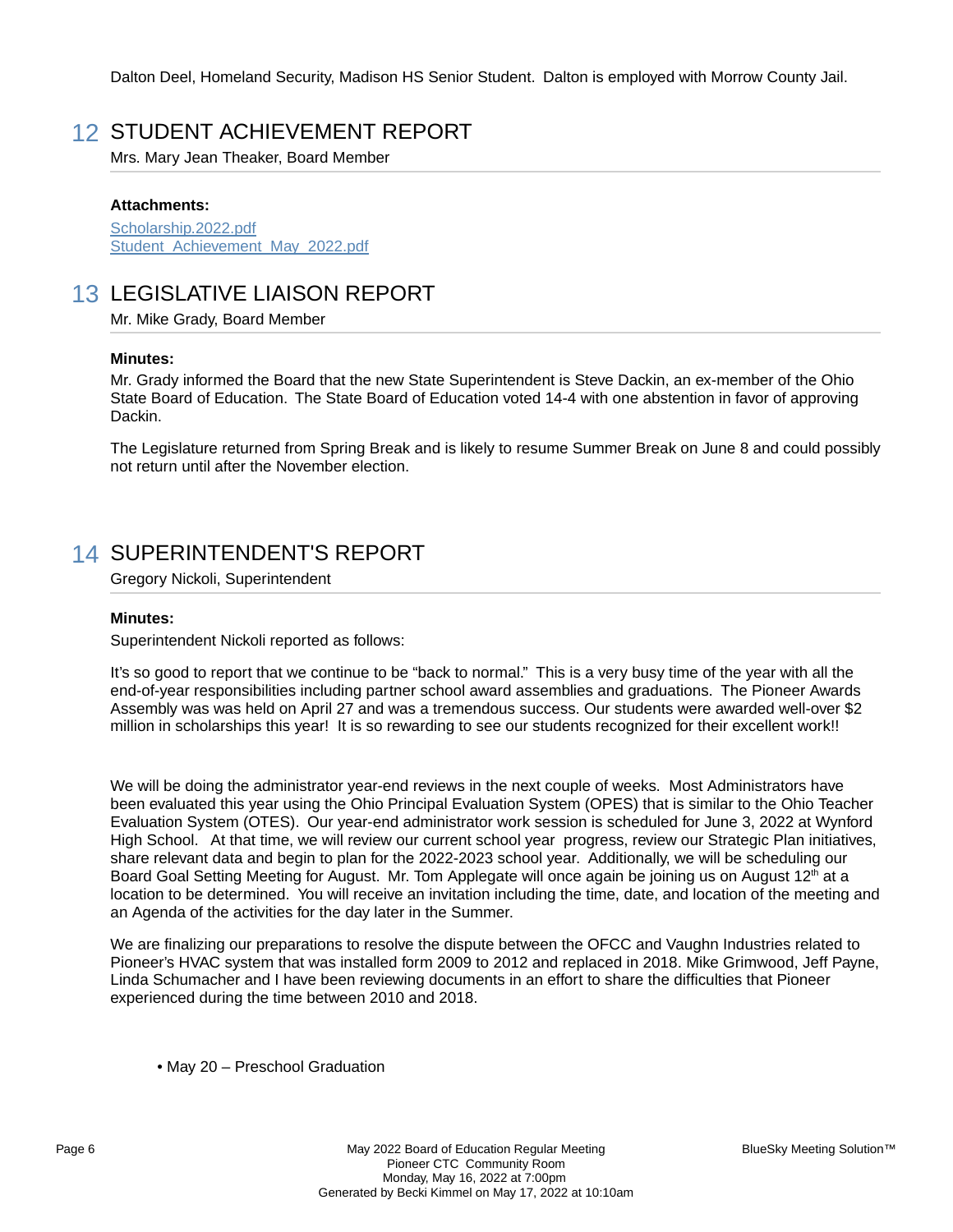Dalton Deel, Homeland Security, Madison HS Senior Student. Dalton is employed with Morrow County Jail.

## 12 STUDENT ACHIEVEMENT REPORT

Mrs. Mary Jean Theaker, Board Member

**Attachments:**

Scholarship.2022.pdf
Student_Achievement_May_2022.pdf

## 13 LEGISLATIVE LIAISON REPORT

Mr. Mike Grady, Board Member

**Minutes:**

Mr. Grady informed the Board that the new State Superintendent is Steve Dackin, an ex-member of the Ohio State Board of Education. The State Board of Education voted 14-4 with one abstention in favor of approving Dackin.

The Legislature returned from Spring Break and is likely to resume Summer Break on June 8 and could possibly not return until after the November election.

## 14 SUPERINTENDENT'S REPORT

Gregory Nickoli, Superintendent

**Minutes:**

Superintendent Nickoli reported as follows:

It's so good to report that we continue to be "back to normal." This is a very busy time of the year with all the end-of-year responsibilities including partner school award assemblies and graduations. The Pioneer Awards Assembly was was held on April 27 and was a tremendous success. Our students were awarded well-over $2 million in scholarships this year! It is so rewarding to see our students recognized for their excellent work!!

We will be doing the administrator year-end reviews in the next couple of weeks. Most Administrators have been evaluated this year using the Ohio Principal Evaluation System (OPES) that is similar to the Ohio Teacher Evaluation System (OTES). Our year-end administrator work session is scheduled for June 3, 2022 at Wynford High School. At that time, we will review our current school year progress, review our Strategic Plan initiatives, share relevant data and begin to plan for the 2022-2023 school year. Additionally, we will be scheduling our Board Goal Setting Meeting for August. Mr. Tom Applegate will once again be joining us on August 12th at a location to be determined. You will receive an invitation including the time, date, and location of the meeting and an Agenda of the activities for the day later in the Summer.

We are finalizing our preparations to resolve the dispute between the OFCC and Vaughn Industries related to Pioneer's HVAC system that was installed form 2009 to 2012 and replaced in 2018. Mike Grimwood, Jeff Payne, Linda Schumacher and I have been reviewing documents in an effort to share the difficulties that Pioneer experienced during the time between 2010 and 2018.

- May 20 – Preschool Graduation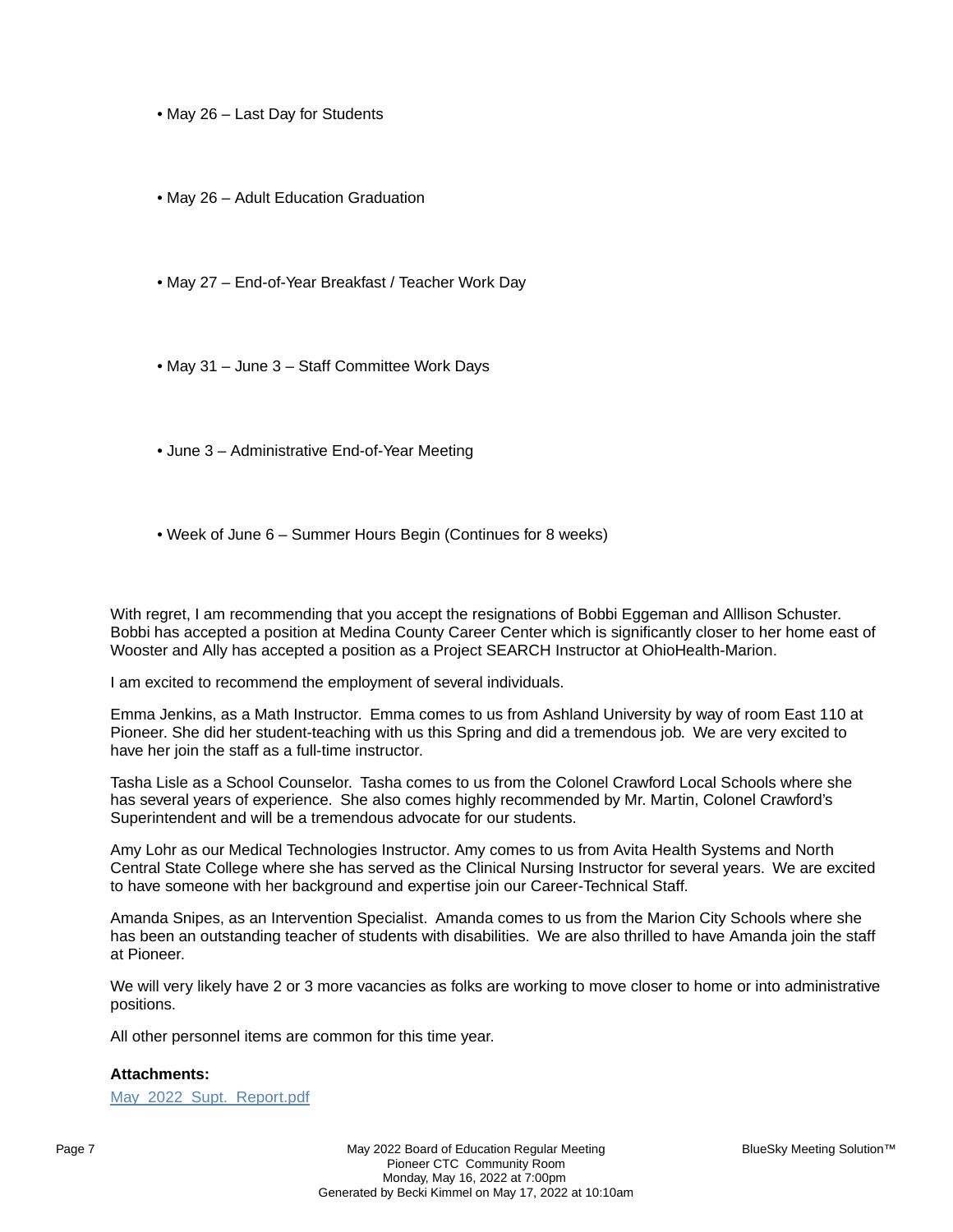- May 26 – Last Day for Students

- May 26 – Adult Education Graduation

- May 27 – End-of-Year Breakfast / Teacher Work Day

- May 31 – June 3 – Staff Committee Work Days

- June 3 – Administrative End-of-Year Meeting

- Week of June 6 – Summer Hours Begin (Continues for 8 weeks)

With regret, I am recommending that you accept the resignations of Bobbi Eggeman and Alllison Schuster. Bobbi has accepted a position at Medina County Career Center which is significantly closer to her home east of Wooster and Ally has accepted a position as a Project SEARCH Instructor at OhioHealth-Marion.

I am excited to recommend the employment of several individuals.

Emma Jenkins, as a Math Instructor. Emma comes to us from Ashland University by way of room East 110 at Pioneer. She did her student-teaching with us this Spring and did a tremendous job. We are very excited to have her join the staff as a full-time instructor.

Tasha Lisle as a School Counselor. Tasha comes to us from the Colonel Crawford Local Schools where she has several years of experience. She also comes highly recommended by Mr. Martin, Colonel Crawford's Superintendent and will be a tremendous advocate for our students.

Amy Lohr as our Medical Technologies Instructor. Amy comes to us from Avita Health Systems and North Central State College where she has served as the Clinical Nursing Instructor for several years. We are excited to have someone with her background and expertise join our Career-Technical Staff.

Amanda Snipes, as an Intervention Specialist. Amanda comes to us from the Marion City Schools where she has been an outstanding teacher of students with disabilities. We are also thrilled to have Amanda join the staff at Pioneer.

We will very likely have 2 or 3 more vacancies as folks are working to move closer to home or into administrative positions.

All other personnel items are common for this time year.

**Attachments:**

May_2022_Supt._Report.pdf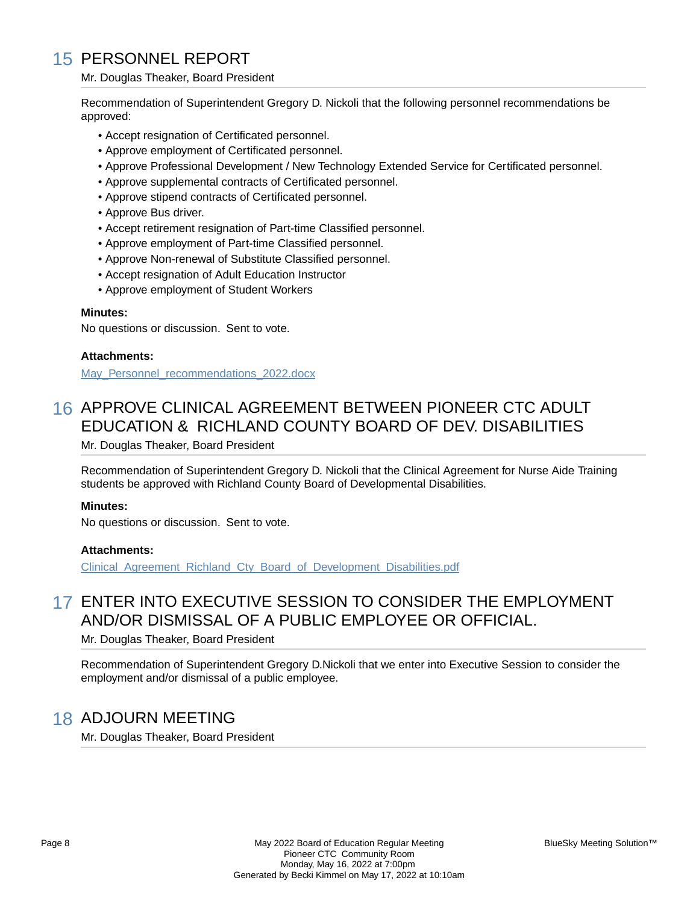## 15 PERSONNEL REPORT

Mr. Douglas Theaker, Board President

Recommendation of Superintendent Gregory D. Nickoli that the following personnel recommendations be approved:

- Accept resignation of Certificated personnel.
- Approve employment of Certificated personnel.
- Approve Professional Development / New Technology Extended Service for Certificated personnel.
- Approve supplemental contracts of Certificated personnel.
- Approve stipend contracts of Certificated personnel.
- Approve Bus driver.
- Accept retirement resignation of Part-time Classified personnel.
- Approve employment of Part-time Classified personnel.
- Approve Non-renewal of Substitute Classified personnel.
- Accept resignation of Adult Education Instructor
- Approve employment of Student Workers

**Minutes:**

No questions or discussion. Sent to vote.

**Attachments:**

May_Personnel_recommendations_2022.docx

## 16 APPROVE CLINICAL AGREEMENT BETWEEN PIONEER CTC ADULT EDUCATION & RICHLAND COUNTY BOARD OF DEV. DISABILITIES

Mr. Douglas Theaker, Board President

Recommendation of Superintendent Gregory D. Nickoli that the Clinical Agreement for Nurse Aide Training students be approved with Richland County Board of Developmental Disabilities.

**Minutes:**

No questions or discussion. Sent to vote.

**Attachments:**

Clinical_Agreement_Richland_Cty_Board_of_Development_Disabilities.pdf

## 17 ENTER INTO EXECUTIVE SESSION TO CONSIDER THE EMPLOYMENT AND/OR DISMISSAL OF A PUBLIC EMPLOYEE OR OFFICIAL.

Mr. Douglas Theaker, Board President

Recommendation of Superintendent Gregory D.Nickoli that we enter into Executive Session to consider the employment and/or dismissal of a public employee.

## 18 ADJOURN MEETING

Mr. Douglas Theaker, Board President